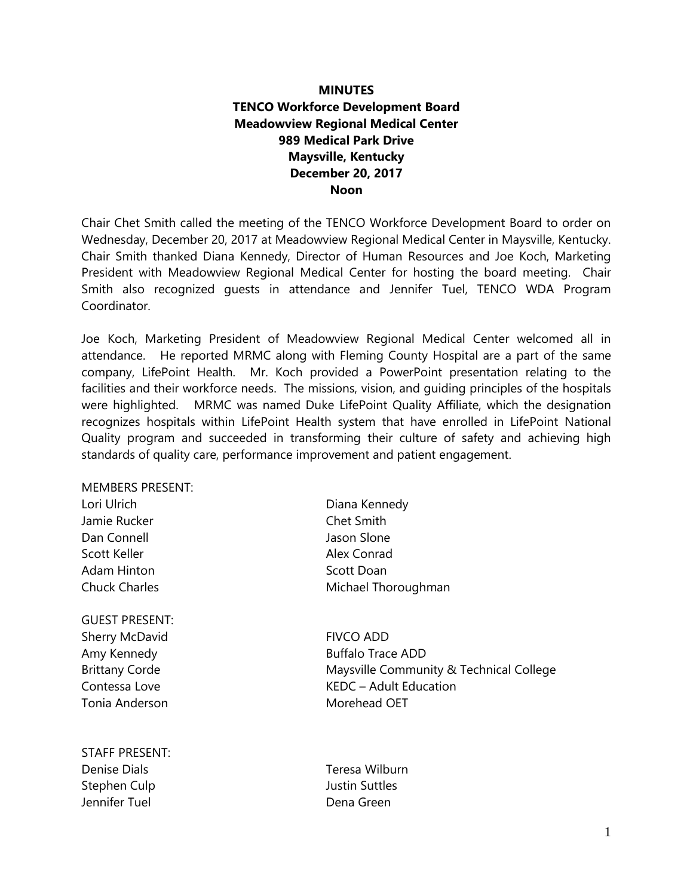**MINUTES**
**TENCO Workforce Development Board**
**Meadowview Regional Medical Center**
**989 Medical Park Drive**
**Maysville, Kentucky**
**December 20, 2017**
**Noon**

Chair Chet Smith called the meeting of the TENCO Workforce Development Board to order on Wednesday, December 20, 2017 at Meadowview Regional Medical Center in Maysville, Kentucky. Chair Smith thanked Diana Kennedy, Director of Human Resources and Joe Koch, Marketing President with Meadowview Regional Medical Center for hosting the board meeting. Chair Smith also recognized guests in attendance and Jennifer Tuel, TENCO WDA Program Coordinator.

Joe Koch, Marketing President of Meadowview Regional Medical Center welcomed all in attendance. He reported MRMC along with Fleming County Hospital are a part of the same company, LifePoint Health. Mr. Koch provided a PowerPoint presentation relating to the facilities and their workforce needs. The missions, vision, and guiding principles of the hospitals were highlighted. MRMC was named Duke LifePoint Quality Affiliate, which the designation recognizes hospitals within LifePoint Health system that have enrolled in LifePoint National Quality program and succeeded in transforming their culture of safety and achieving high standards of quality care, performance improvement and patient engagement.

MEMBERS PRESENT:

| | |
|---|---|
| Lori Ulrich | Diana Kennedy |
| Jamie Rucker | Chet Smith |
| Dan Connell | Jason Slone |
| Scott Keller | Alex Conrad |
| Adam Hinton | Scott Doan |
| Chuck Charles | Michael Thoroughman |

GUEST PRESENT:

| | |
|---|---|
| Sherry McDavid | FIVCO ADD |
| Amy Kennedy | Buffalo Trace ADD |
| Brittany Corde | Maysville Community & Technical College |
| Contessa Love | KEDC – Adult Education |
| Tonia Anderson | Morehead OET |

STAFF PRESENT:

| | |
|---|---|
| Denise Dials | Teresa Wilburn |
| Stephen Culp | Justin Suttles |
| Jennifer Tuel | Dena Green |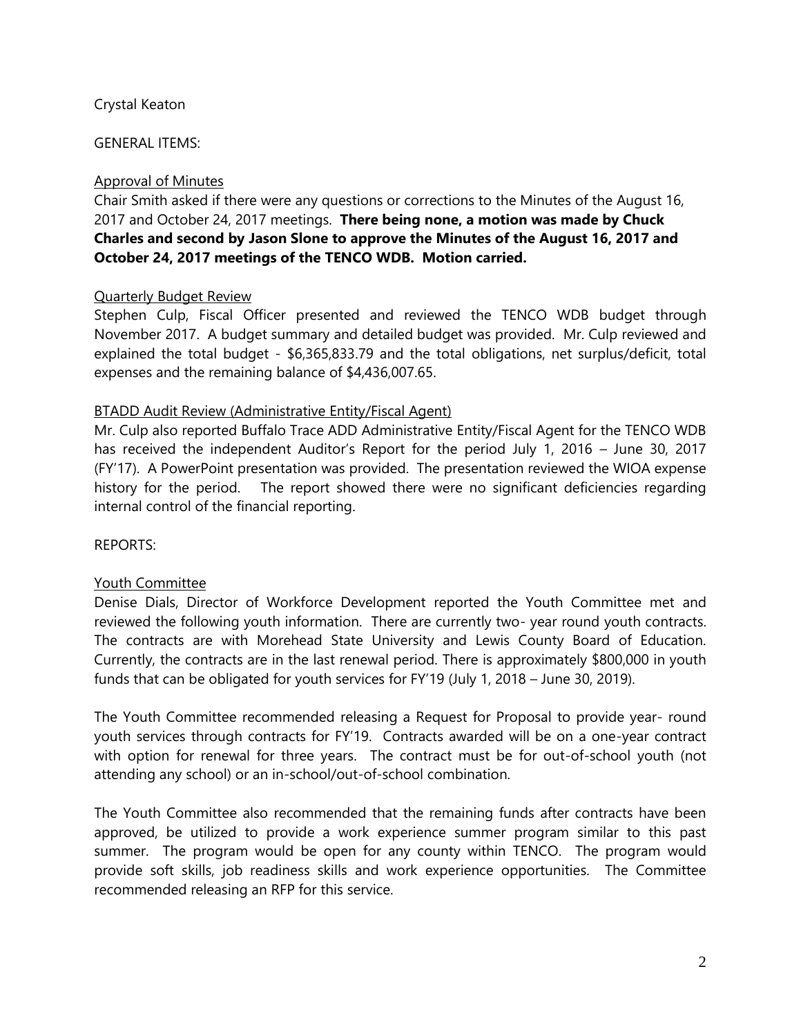Crystal Keaton

GENERAL ITEMS:

Approval of Minutes

Chair Smith asked if there were any questions or corrections to the Minutes of the August 16, 2017 and October 24, 2017 meetings. **There being none, a motion was made by Chuck Charles and second by Jason Slone to approve the Minutes of the August 16, 2017 and October 24, 2017 meetings of the TENCO WDB. Motion carried.**

Quarterly Budget Review

Stephen Culp, Fiscal Officer presented and reviewed the TENCO WDB budget through November 2017. A budget summary and detailed budget was provided. Mr. Culp reviewed and explained the total budget - $6,365,833.79 and the total obligations, net surplus/deficit, total expenses and the remaining balance of $4,436,007.65.

BTADD Audit Review (Administrative Entity/Fiscal Agent)

Mr. Culp also reported Buffalo Trace ADD Administrative Entity/Fiscal Agent for the TENCO WDB has received the independent Auditor's Report for the period July 1, 2016 – June 30, 2017 (FY'17). A PowerPoint presentation was provided. The presentation reviewed the WIOA expense history for the period. The report showed there were no significant deficiencies regarding internal control of the financial reporting.

REPORTS:

Youth Committee

Denise Dials, Director of Workforce Development reported the Youth Committee met and reviewed the following youth information. There are currently two- year round youth contracts. The contracts are with Morehead State University and Lewis County Board of Education. Currently, the contracts are in the last renewal period. There is approximately $800,000 in youth funds that can be obligated for youth services for FY'19 (July 1, 2018 – June 30, 2019).

The Youth Committee recommended releasing a Request for Proposal to provide year- round youth services through contracts for FY'19. Contracts awarded will be on a one-year contract with option for renewal for three years. The contract must be for out-of-school youth (not attending any school) or an in-school/out-of-school combination.

The Youth Committee also recommended that the remaining funds after contracts have been approved, be utilized to provide a work experience summer program similar to this past summer. The program would be open for any county within TENCO. The program would provide soft skills, job readiness skills and work experience opportunities. The Committee recommended releasing an RFP for this service.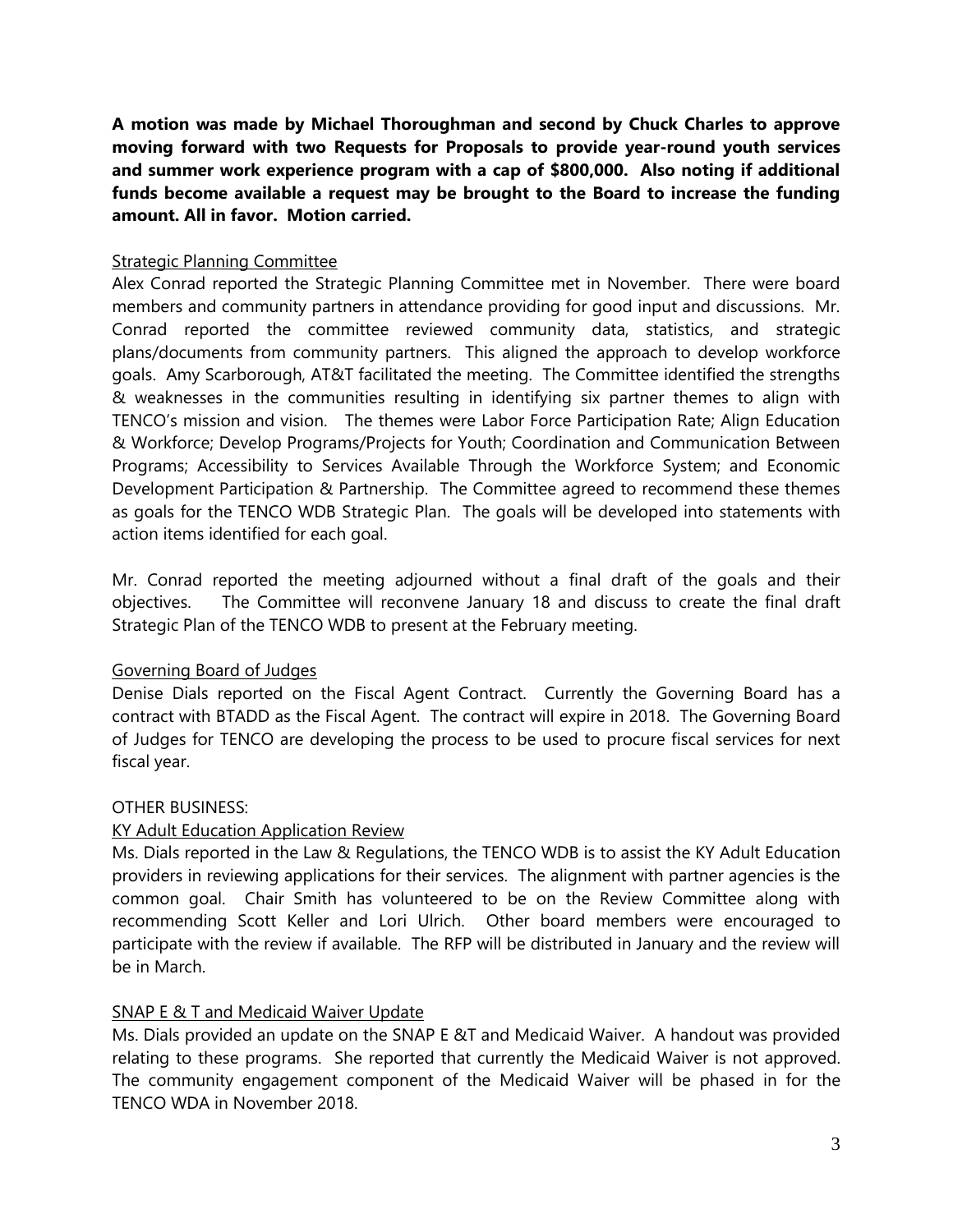**A motion was made by Michael Thoroughman and second by Chuck Charles to approve moving forward with two Requests for Proposals to provide year-round youth services and summer work experience program with a cap of $800,000. Also noting if additional funds become available a request may be brought to the Board to increase the funding amount. All in favor. Motion carried.**

<u>Strategic Planning Committee</u>

Alex Conrad reported the Strategic Planning Committee met in November. There were board members and community partners in attendance providing for good input and discussions. Mr. Conrad reported the committee reviewed community data, statistics, and strategic plans/documents from community partners. This aligned the approach to develop workforce goals. Amy Scarborough, AT&T facilitated the meeting. The Committee identified the strengths & weaknesses in the communities resulting in identifying six partner themes to align with TENCO's mission and vision. The themes were Labor Force Participation Rate; Align Education & Workforce; Develop Programs/Projects for Youth; Coordination and Communication Between Programs; Accessibility to Services Available Through the Workforce System; and Economic Development Participation & Partnership. The Committee agreed to recommend these themes as goals for the TENCO WDB Strategic Plan. The goals will be developed into statements with action items identified for each goal.

Mr. Conrad reported the meeting adjourned without a final draft of the goals and their objectives. The Committee will reconvene January 18 and discuss to create the final draft Strategic Plan of the TENCO WDB to present at the February meeting.

<u>Governing Board of Judges</u>

Denise Dials reported on the Fiscal Agent Contract. Currently the Governing Board has a contract with BTADD as the Fiscal Agent. The contract will expire in 2018. The Governing Board of Judges for TENCO are developing the process to be used to procure fiscal services for next fiscal year.

OTHER BUSINESS:

<u>KY Adult Education Application Review</u>

Ms. Dials reported in the Law & Regulations, the TENCO WDB is to assist the KY Adult Education providers in reviewing applications for their services. The alignment with partner agencies is the common goal. Chair Smith has volunteered to be on the Review Committee along with recommending Scott Keller and Lori Ulrich. Other board members were encouraged to participate with the review if available. The RFP will be distributed in January and the review will be in March.

<u>SNAP E & T and Medicaid Waiver Update</u>

Ms. Dials provided an update on the SNAP E &T and Medicaid Waiver. A handout was provided relating to these programs. She reported that currently the Medicaid Waiver is not approved. The community engagement component of the Medicaid Waiver will be phased in for the TENCO WDA in November 2018.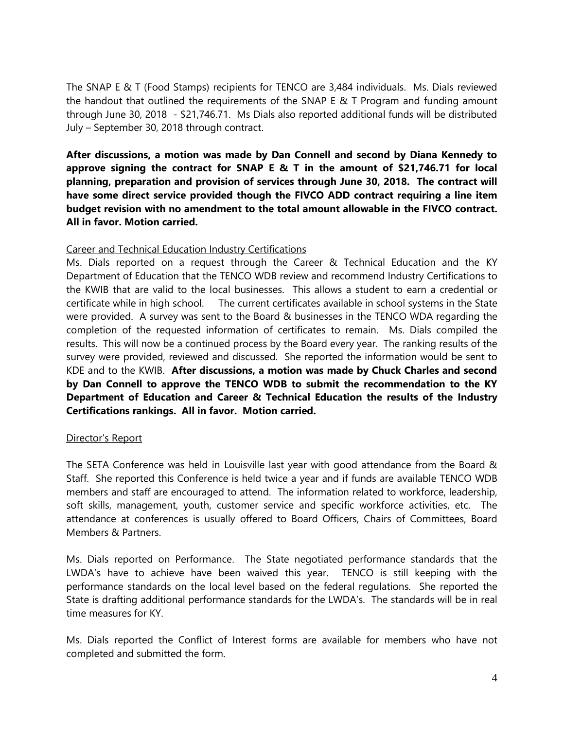The SNAP E & T (Food Stamps) recipients for TENCO are 3,484 individuals. Ms. Dials reviewed the handout that outlined the requirements of the SNAP E & T Program and funding amount through June 30, 2018 - $21,746.71. Ms Dials also reported additional funds will be distributed July – September 30, 2018 through contract.

**After discussions, a motion was made by Dan Connell and second by Diana Kennedy to approve signing the contract for SNAP E & T in the amount of $21,746.71 for local planning, preparation and provision of services through June 30, 2018. The contract will have some direct service provided though the FIVCO ADD contract requiring a line item budget revision with no amendment to the total amount allowable in the FIVCO contract. All in favor. Motion carried.**

<u>Career and Technical Education Industry Certifications</u>

Ms. Dials reported on a request through the Career & Technical Education and the KY Department of Education that the TENCO WDB review and recommend Industry Certifications to the KWIB that are valid to the local businesses. This allows a student to earn a credential or certificate while in high school. The current certificates available in school systems in the State were provided. A survey was sent to the Board & businesses in the TENCO WDA regarding the completion of the requested information of certificates to remain. Ms. Dials compiled the results. This will now be a continued process by the Board every year. The ranking results of the survey were provided, reviewed and discussed. She reported the information would be sent to KDE and to the KWIB. **After discussions, a motion was made by Chuck Charles and second by Dan Connell to approve the TENCO WDB to submit the recommendation to the KY Department of Education and Career & Technical Education the results of the Industry Certifications rankings. All in favor. Motion carried.**

<u>Director's Report</u>

The SETA Conference was held in Louisville last year with good attendance from the Board & Staff. She reported this Conference is held twice a year and if funds are available TENCO WDB members and staff are encouraged to attend. The information related to workforce, leadership, soft skills, management, youth, customer service and specific workforce activities, etc. The attendance at conferences is usually offered to Board Officers, Chairs of Committees, Board Members & Partners.

Ms. Dials reported on Performance. The State negotiated performance standards that the LWDA's have to achieve have been waived this year. TENCO is still keeping with the performance standards on the local level based on the federal regulations. She reported the State is drafting additional performance standards for the LWDA's. The standards will be in real time measures for KY.

Ms. Dials reported the Conflict of Interest forms are available for members who have not completed and submitted the form.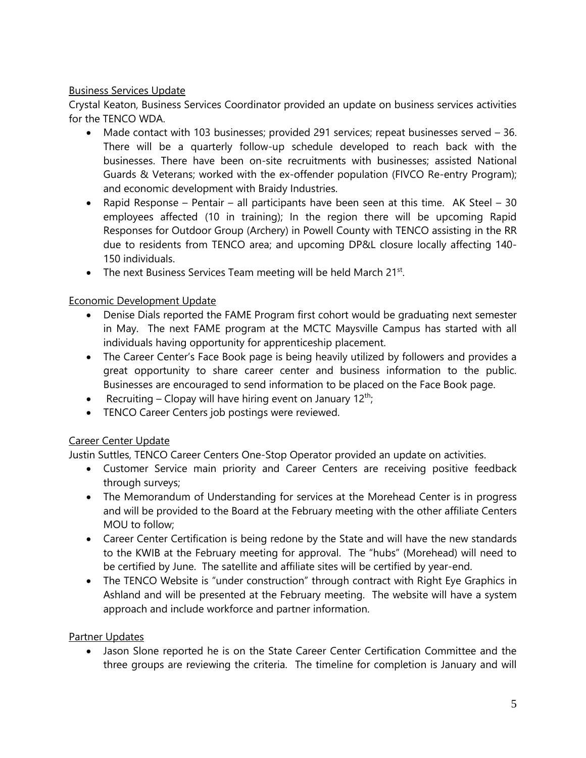Business Services Update

Crystal Keaton, Business Services Coordinator provided an update on business services activities for the TENCO WDA.

- Made contact with 103 businesses; provided 291 services; repeat businesses served – 36. There will be a quarterly follow-up schedule developed to reach back with the businesses. There have been on-site recruitments with businesses; assisted National Guards & Veterans; worked with the ex-offender population (FIVCO Re-entry Program); and economic development with Braidy Industries.
- Rapid Response – Pentair – all participants have been seen at this time. AK Steel – 30 employees affected (10 in training); In the region there will be upcoming Rapid Responses for Outdoor Group (Archery) in Powell County with TENCO assisting in the RR due to residents from TENCO area; and upcoming DP&L closure locally affecting 140-150 individuals.
- The next Business Services Team meeting will be held March 21st.

Economic Development Update

- Denise Dials reported the FAME Program first cohort would be graduating next semester in May. The next FAME program at the MCTC Maysville Campus has started with all individuals having opportunity for apprenticeship placement.
- The Career Center's Face Book page is being heavily utilized by followers and provides a great opportunity to share career center and business information to the public. Businesses are encouraged to send information to be placed on the Face Book page.
- Recruiting – Clopay will have hiring event on January 12th;
- TENCO Career Centers job postings were reviewed.

Career Center Update

Justin Suttles, TENCO Career Centers One-Stop Operator provided an update on activities.

- Customer Service main priority and Career Centers are receiving positive feedback through surveys;
- The Memorandum of Understanding for services at the Morehead Center is in progress and will be provided to the Board at the February meeting with the other affiliate Centers MOU to follow;
- Career Center Certification is being redone by the State and will have the new standards to the KWIB at the February meeting for approval. The "hubs" (Morehead) will need to be certified by June. The satellite and affiliate sites will be certified by year-end.
- The TENCO Website is "under construction" through contract with Right Eye Graphics in Ashland and will be presented at the February meeting. The website will have a system approach and include workforce and partner information.

Partner Updates

- Jason Slone reported he is on the State Career Center Certification Committee and the three groups are reviewing the criteria. The timeline for completion is January and will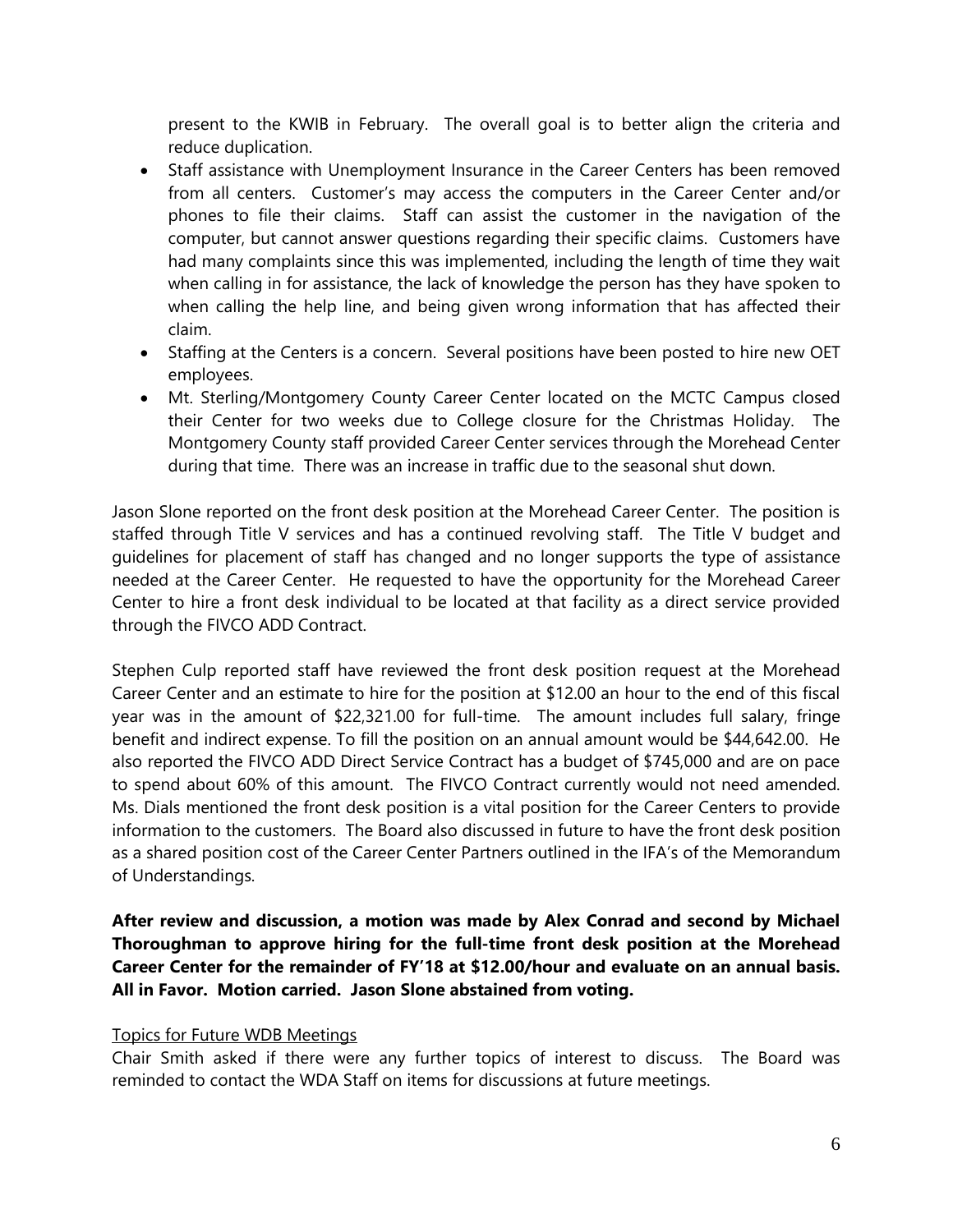present to the KWIB in February. The overall goal is to better align the criteria and reduce duplication.

- Staff assistance with Unemployment Insurance in the Career Centers has been removed from all centers. Customer's may access the computers in the Career Center and/or phones to file their claims. Staff can assist the customer in the navigation of the computer, but cannot answer questions regarding their specific claims. Customers have had many complaints since this was implemented, including the length of time they wait when calling in for assistance, the lack of knowledge the person has they have spoken to when calling the help line, and being given wrong information that has affected their claim.
- Staffing at the Centers is a concern. Several positions have been posted to hire new OET employees.
- Mt. Sterling/Montgomery County Career Center located on the MCTC Campus closed their Center for two weeks due to College closure for the Christmas Holiday. The Montgomery County staff provided Career Center services through the Morehead Center during that time. There was an increase in traffic due to the seasonal shut down.

Jason Slone reported on the front desk position at the Morehead Career Center. The position is staffed through Title V services and has a continued revolving staff. The Title V budget and guidelines for placement of staff has changed and no longer supports the type of assistance needed at the Career Center. He requested to have the opportunity for the Morehead Career Center to hire a front desk individual to be located at that facility as a direct service provided through the FIVCO ADD Contract.

Stephen Culp reported staff have reviewed the front desk position request at the Morehead Career Center and an estimate to hire for the position at $12.00 an hour to the end of this fiscal year was in the amount of $22,321.00 for full-time. The amount includes full salary, fringe benefit and indirect expense. To fill the position on an annual amount would be $44,642.00. He also reported the FIVCO ADD Direct Service Contract has a budget of $745,000 and are on pace to spend about 60% of this amount. The FIVCO Contract currently would not need amended. Ms. Dials mentioned the front desk position is a vital position for the Career Centers to provide information to the customers. The Board also discussed in future to have the front desk position as a shared position cost of the Career Center Partners outlined in the IFA's of the Memorandum of Understandings.

**After review and discussion, a motion was made by Alex Conrad and second by Michael Thoroughman to approve hiring for the full-time front desk position at the Morehead Career Center for the remainder of FY'18 at $12.00/hour and evaluate on an annual basis. All in Favor. Motion carried. Jason Slone abstained from voting.**

Topics for Future WDB Meetings

Chair Smith asked if there were any further topics of interest to discuss. The Board was reminded to contact the WDA Staff on items for discussions at future meetings.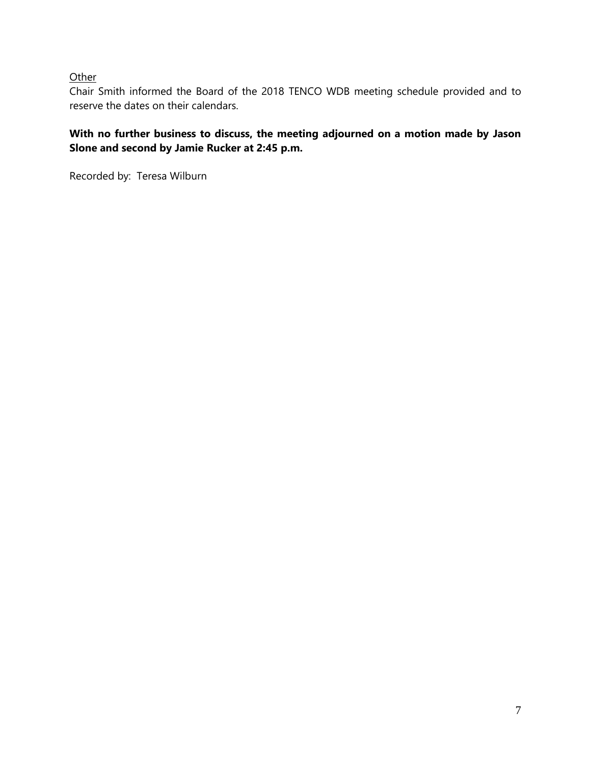Other

Chair Smith informed the Board of the 2018 TENCO WDB meeting schedule provided and to reserve the dates on their calendars.

**With no further business to discuss, the meeting adjourned on a motion made by Jason Slone and second by Jamie Rucker at 2:45 p.m.**

Recorded by: Teresa Wilburn